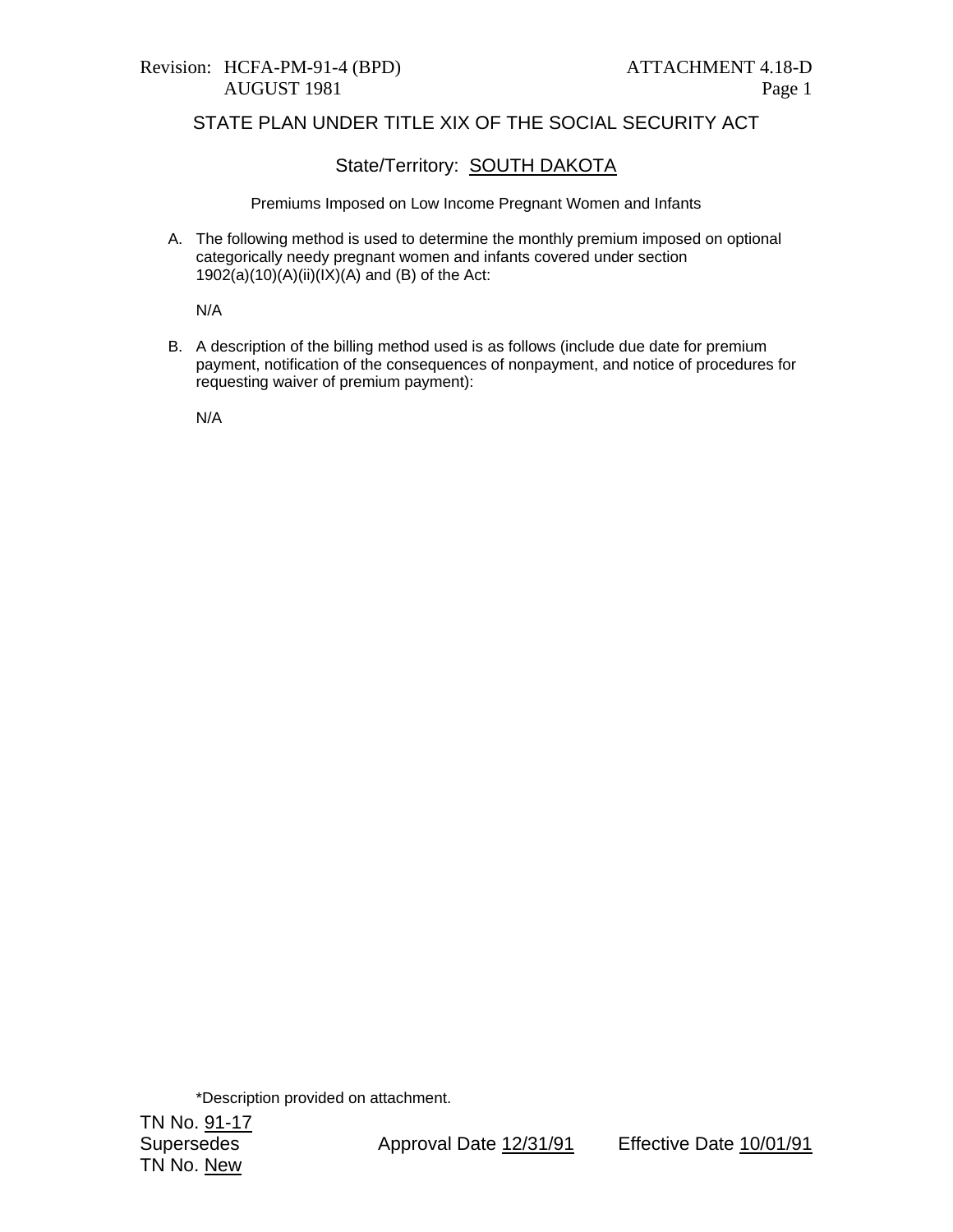Revision: HCFA-PM-91-4 (BPD)
AUGUST 1981

ATTACHMENT 4.18-D
Page 1

# STATE PLAN UNDER TITLE XIX OF THE SOCIAL SECURITY ACT

## State/Territory: SOUTH DAKOTA

### Premiums Imposed on Low Income Pregnant Women and Infants

A. The following method is used to determine the monthly premium imposed on optional categorically needy pregnant women and infants covered under section 1902(a)(10)(A)(ii)(IX)(A) and (B) of the Act:

   N/A

B. A description of the billing method used is as follows (include due date for premium payment, notification of the consequences of nonpayment, and notice of procedures for requesting waiver of premium payment):

   N/A

*Description provided on attachment.

TN No. 91-17
Supersedes
TN No. New

Approval Date 12/31/91

Effective Date 10/01/91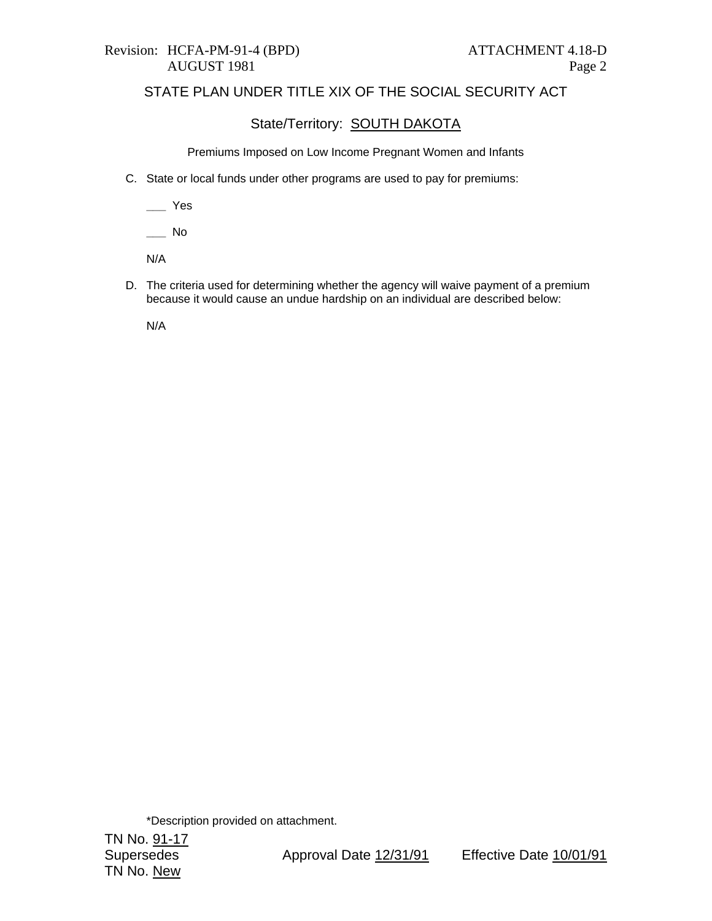STATE PLAN UNDER TITLE XIX OF THE SOCIAL SECURITY ACT

State/Territory: SOUTH DAKOTA

Premiums Imposed on Low Income Pregnant Women and Infants

C. State or local funds under other programs are used to pay for premiums:

___ Yes

___ No

N/A

D. The criteria used for determining whether the agency will waive payment of a premium because it would cause an undue hardship on an individual are described below:

N/A

*Description provided on attachment.

TN No. 91-17
Supersedes
TN No. New

Approval Date 12/31/91

Effective Date 10/01/91